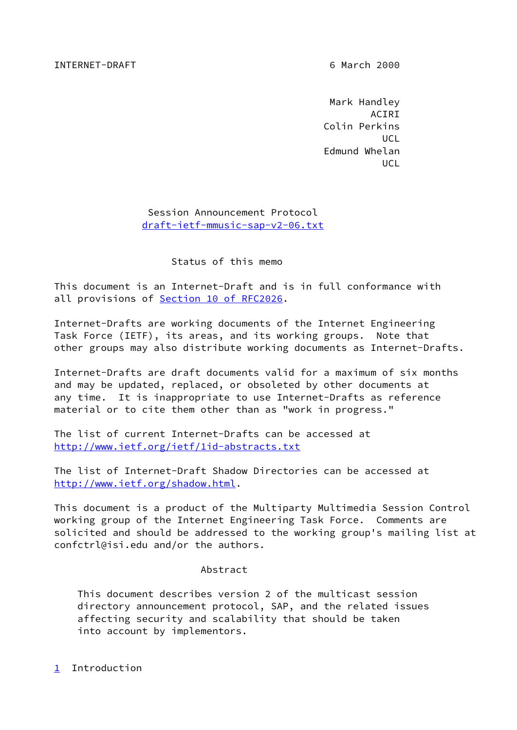INTERNET-DRAFT 6 March 2000

Mark Handley
ACIRI
Colin Perkins
UCL
Edmund Whelan
UCL

# Session Announcement Protocol

draft-ietf-mmusic-sap-v2-06.txt

## Status of this memo

This document is an Internet-Draft and is in full conformance with all provisions of Section 10 of RFC2026.

Internet-Drafts are working documents of the Internet Engineering Task Force (IETF), its areas, and its working groups. Note that other groups may also distribute working documents as Internet-Drafts.

Internet-Drafts are draft documents valid for a maximum of six months and may be updated, replaced, or obsoleted by other documents at any time. It is inappropriate to use Internet-Drafts as reference material or to cite them other than as "work in progress."

The list of current Internet-Drafts can be accessed at http://www.ietf.org/ietf/1id-abstracts.txt

The list of Internet-Draft Shadow Directories can be accessed at http://www.ietf.org/shadow.html.

This document is a product of the Multiparty Multimedia Session Control working group of the Internet Engineering Task Force. Comments are solicited and should be addressed to the working group's mailing list at confctrl@isi.edu and/or the authors.

## Abstract

This document describes version 2 of the multicast session directory announcement protocol, SAP, and the related issues affecting security and scalability that should be taken into account by implementors.

## 1 Introduction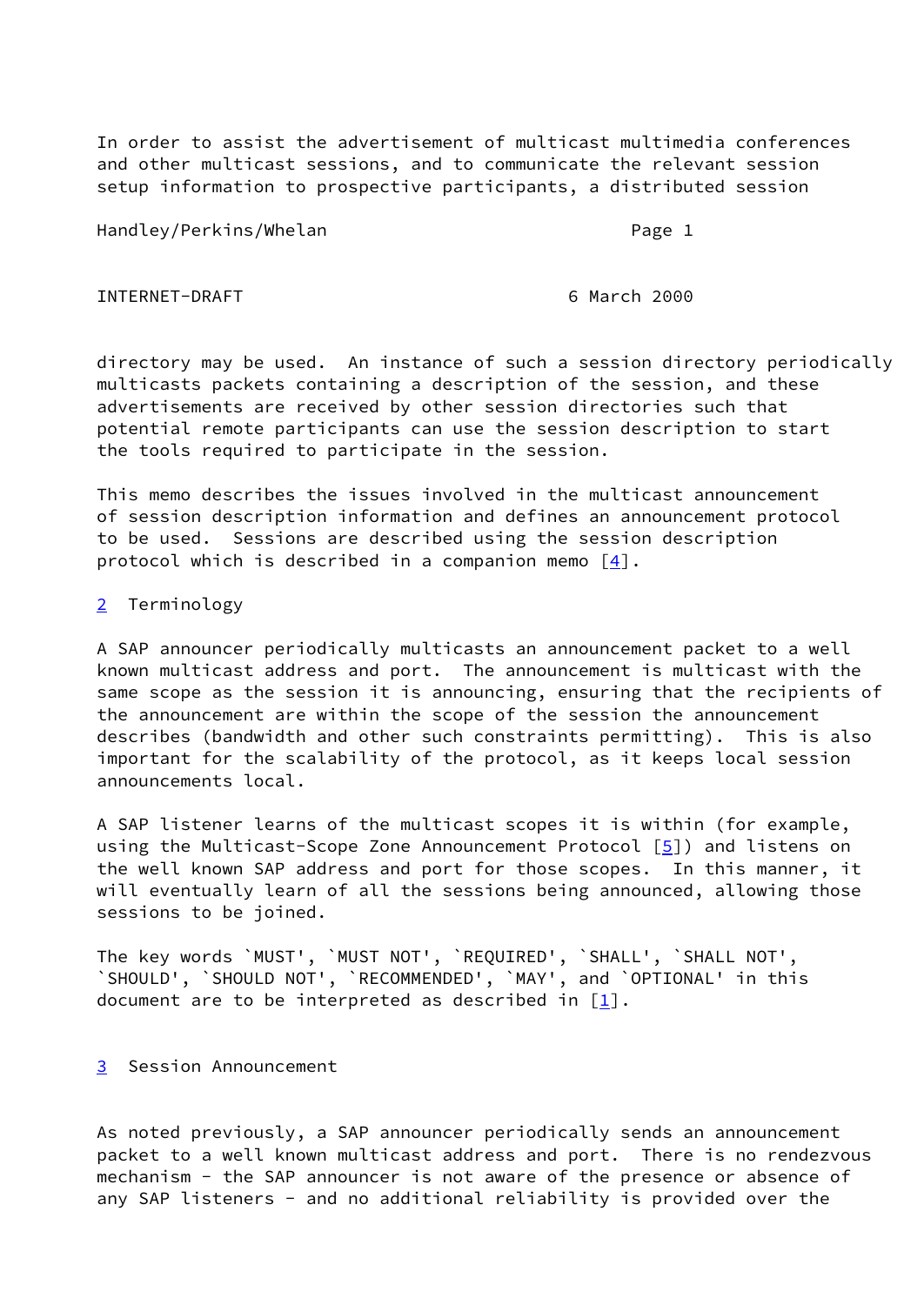In order to assist the advertisement of multicast multimedia conferences and other multicast sessions, and to communicate the relevant session setup information to prospective participants, a distributed session directory may be used. An instance of such a session directory periodically multicasts packets containing a description of the session, and these advertisements are received by other session directories such that potential remote participants can use the session description to start the tools required to participate in the session.

This memo describes the issues involved in the multicast announcement of session description information and defines an announcement protocol to be used. Sessions are described using the session description protocol which is described in a companion memo [4].

## 2 Terminology

A SAP announcer periodically multicasts an announcement packet to a well known multicast address and port. The announcement is multicast with the same scope as the session it is announcing, ensuring that the recipients of the announcement are within the scope of the session the announcement describes (bandwidth and other such constraints permitting). This is also important for the scalability of the protocol, as it keeps local session announcements local.

A SAP listener learns of the multicast scopes it is within (for example, using the Multicast-Scope Zone Announcement Protocol [5]) and listens on the well known SAP address and port for those scopes. In this manner, it will eventually learn of all the sessions being announced, allowing those sessions to be joined.

The key words `MUST', `MUST NOT', `REQUIRED', `SHALL', `SHALL NOT', `SHOULD', `SHOULD NOT', `RECOMMENDED', `MAY', and `OPTIONAL' in this document are to be interpreted as described in [1].

## 3 Session Announcement

As noted previously, a SAP announcer periodically sends an announcement packet to a well known multicast address and port. There is no rendezvous mechanism - the SAP announcer is not aware of the presence or absence of any SAP listeners - and no additional reliability is provided over the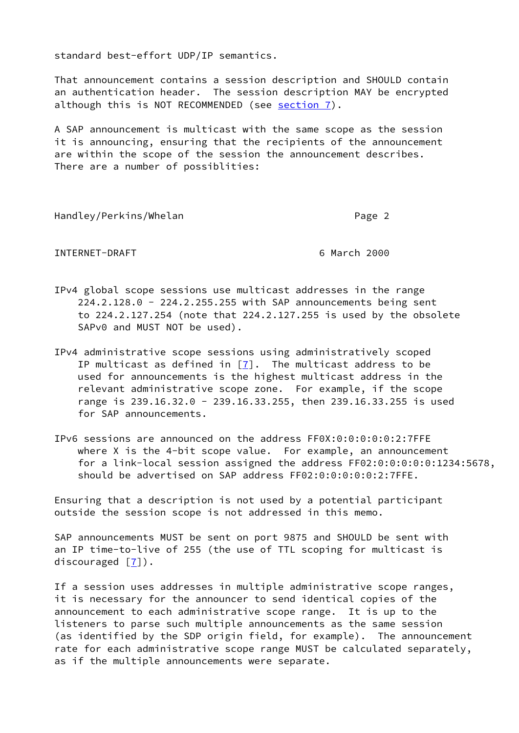standard best-effort UDP/IP semantics.

That announcement contains a session description and SHOULD contain an authentication header. The session description MAY be encrypted although this is NOT RECOMMENDED (see section 7).

A SAP announcement is multicast with the same scope as the session it is announcing, ensuring that the recipients of the announcement are within the scope of the session the announcement describes. There are a number of possiblities:

IPv4 global scope sessions use multicast addresses in the range 224.2.128.0 - 224.2.255.255 with SAP announcements being sent to 224.2.127.254 (note that 224.2.127.255 is used by the obsolete SAPv0 and MUST NOT be used).

IPv4 administrative scope sessions using administratively scoped IP multicast as defined in [7]. The multicast address to be used for announcements is the highest multicast address in the relevant administrative scope zone. For example, if the scope range is 239.16.32.0 - 239.16.33.255, then 239.16.33.255 is used for SAP announcements.

IPv6 sessions are announced on the address FF0X:0:0:0:0:0:2:7FFE where X is the 4-bit scope value. For example, an announcement for a link-local session assigned the address FF02:0:0:0:0:0:1234:5678, should be advertised on SAP address FF02:0:0:0:0:0:2:7FFE.

Ensuring that a description is not used by a potential participant outside the session scope is not addressed in this memo.

SAP announcements MUST be sent on port 9875 and SHOULD be sent with an IP time-to-live of 255 (the use of TTL scoping for multicast is discouraged [7]).

If a session uses addresses in multiple administrative scope ranges, it is necessary for the announcer to send identical copies of the announcement to each administrative scope range. It is up to the listeners to parse such multiple announcements as the same session (as identified by the SDP origin field, for example). The announcement rate for each administrative scope range MUST be calculated separately, as if the multiple announcements were separate.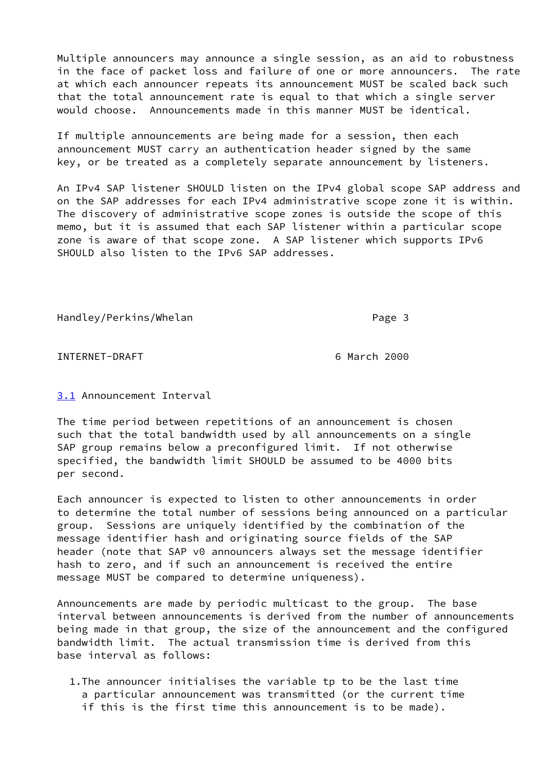Multiple announcers may announce a single session, as an aid to robustness in the face of packet loss and failure of one or more announcers. The rate at which each announcer repeats its announcement MUST be scaled back such that the total announcement rate is equal to that which a single server would choose. Announcements made in this manner MUST be identical.

If multiple announcements are being made for a session, then each announcement MUST carry an authentication header signed by the same key, or be treated as a completely separate announcement by listeners.

An IPv4 SAP listener SHOULD listen on the IPv4 global scope SAP address and on the SAP addresses for each IPv4 administrative scope zone it is within. The discovery of administrative scope zones is outside the scope of this memo, but it is assumed that each SAP listener within a particular scope zone is aware of that scope zone. A SAP listener which supports IPv6 SHOULD also listen to the IPv6 SAP addresses.

## 3.1 Announcement Interval

The time period between repetitions of an announcement is chosen such that the total bandwidth used by all announcements on a single SAP group remains below a preconfigured limit. If not otherwise specified, the bandwidth limit SHOULD be assumed to be 4000 bits per second.

Each announcer is expected to listen to other announcements in order to determine the total number of sessions being announced on a particular group. Sessions are uniquely identified by the combination of the message identifier hash and originating source fields of the SAP header (note that SAP v0 announcers always set the message identifier hash to zero, and if such an announcement is received the entire message MUST be compared to determine uniqueness).

Announcements are made by periodic multicast to the group. The base interval between announcements is derived from the number of announcements being made in that group, the size of the announcement and the configured bandwidth limit. The actual transmission time is derived from this base interval as follows:

1. The announcer initialises the variable tp to be the last time a particular announcement was transmitted (or the current time if this is the first time this announcement is to be made).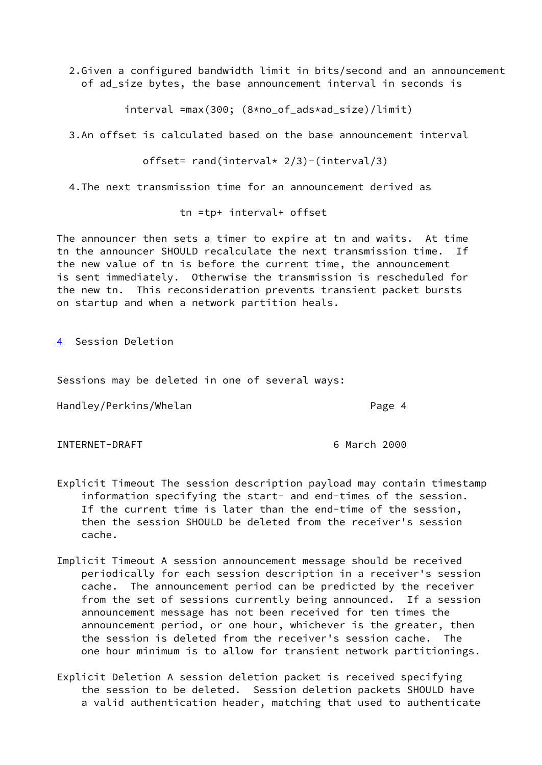2. Given a configured bandwidth limit in bits/second and an announcement of ad_size bytes, the base announcement interval in seconds is

$$interval = max(300; (8*no\_of\_ads*ad\_size)/limit)$$

3. An offset is calculated based on the base announcement interval

$$offset = rand(interval * 2/3) - (interval/3)$$

4. The next transmission time for an announcement derived as

$$t_n = t_p + interval + offset$$

The announcer then sets a timer to expire at tn and waits. At time tn the announcer SHOULD recalculate the next transmission time. If the new value of tn is before the current time, the announcement is sent immediately. Otherwise the transmission is rescheduled for the new tn. This reconsideration prevents transient packet bursts on startup and when a network partition heals.

## 4 Session Deletion

Sessions may be deleted in one of several ways:

Explicit Timeout The session description payload may contain timestamp information specifying the start- and end-times of the session. If the current time is later than the end-time of the session, then the session SHOULD be deleted from the receiver's session cache.

Implicit Timeout A session announcement message should be received periodically for each session description in a receiver's session cache. The announcement period can be predicted by the receiver from the set of sessions currently being announced. If a session announcement message has not been received for ten times the announcement period, or one hour, whichever is the greater, then the session is deleted from the receiver's session cache. The one hour minimum is to allow for transient network partitionings.

Explicit Deletion A session deletion packet is received specifying the session to be deleted. Session deletion packets SHOULD have a valid authentication header, matching that used to authenticate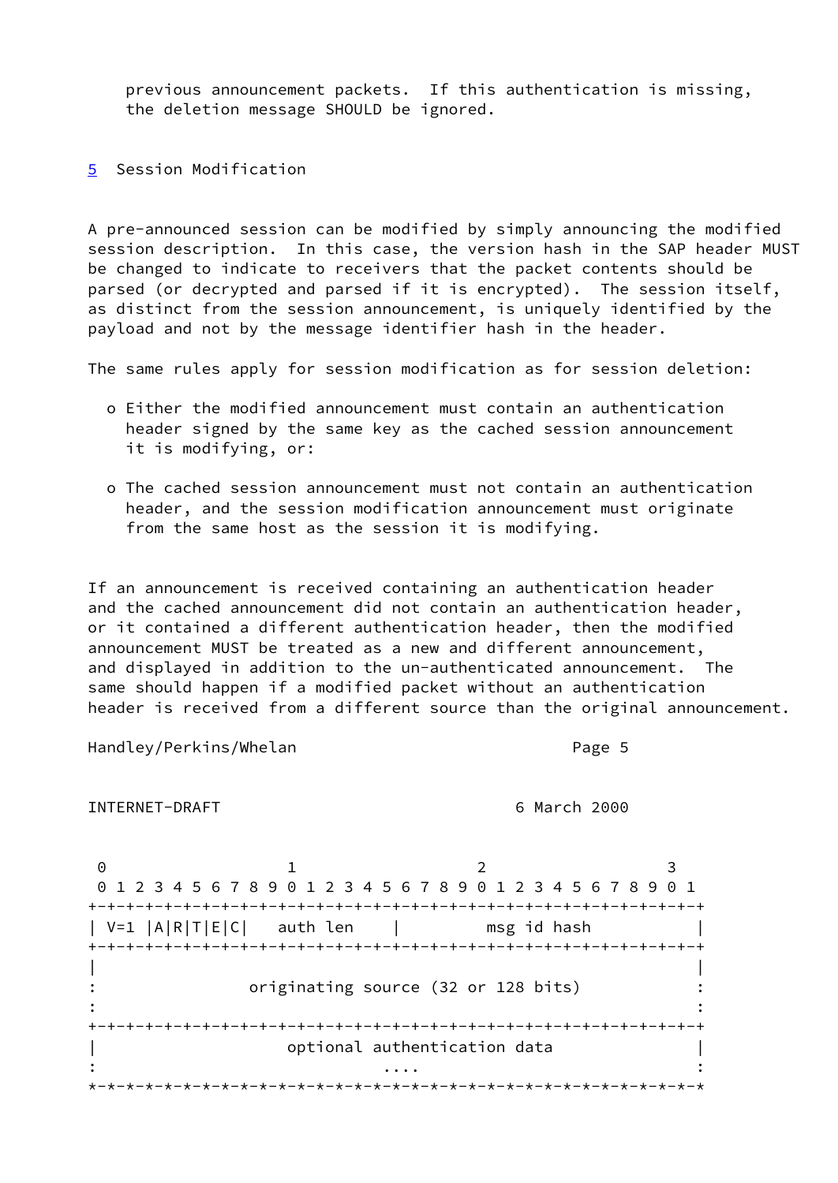previous announcement packets.  If this authentication is missing, the deletion message SHOULD be ignored.

## 5  Session Modification

A pre-announced session can be modified by simply announcing the modified session description.  In this case, the version hash in the SAP header MUST be changed to indicate to receivers that the packet contents should be parsed (or decrypted and parsed if it is encrypted).  The session itself, as distinct from the session announcement, is uniquely identified by the payload and not by the message identifier hash in the header.

The same rules apply for session modification as for session deletion:

- Either the modified announcement must contain an authentication header signed by the same key as the cached session announcement it is modifying, or:

- The cached session announcement must not contain an authentication header, and the session modification announcement must originate from the same host as the session it is modifying.

If an announcement is received containing an authentication header and the cached announcement did not contain an authentication header, or it contained a different authentication header, then the modified announcement MUST be treated as a new and different announcement, and displayed in addition to the un-authenticated announcement.  The same should happen if a modified packet without an authentication header is received from a different source than the original announcement.

```
 0                   1                   2                   3
 0 1 2 3 4 5 6 7 8 9 0 1 2 3 4 5 6 7 8 9 0 1 2 3 4 5 6 7 8 9 0 1
+-+-+-+-+-+-+-+-+-+-+-+-+-+-+-+-+-+-+-+-+-+-+-+-+-+-+-+-+-+-+-+-+
| V=1 |A|R|T|E|C|   auth len    |         msg id hash           |
+-+-+-+-+-+-+-+-+-+-+-+-+-+-+-+-+-+-+-+-+-+-+-+-+-+-+-+-+-+-+-+-+
|                                                               |
:                originating source (32 or 128 bits)            :
:                                                               :
+-+-+-+-+-+-+-+-+-+-+-+-+-+-+-+-+-+-+-+-+-+-+-+-+-+-+-+-+-+-+-+-+
|                    optional authentication data               |
:                              ....                             :
*-*-*-*-*-*-*-*-*-*-*-*-*-*-*-*-*-*-*-*-*-*-*-*-*-*-*-*-*-*-*-*-*
```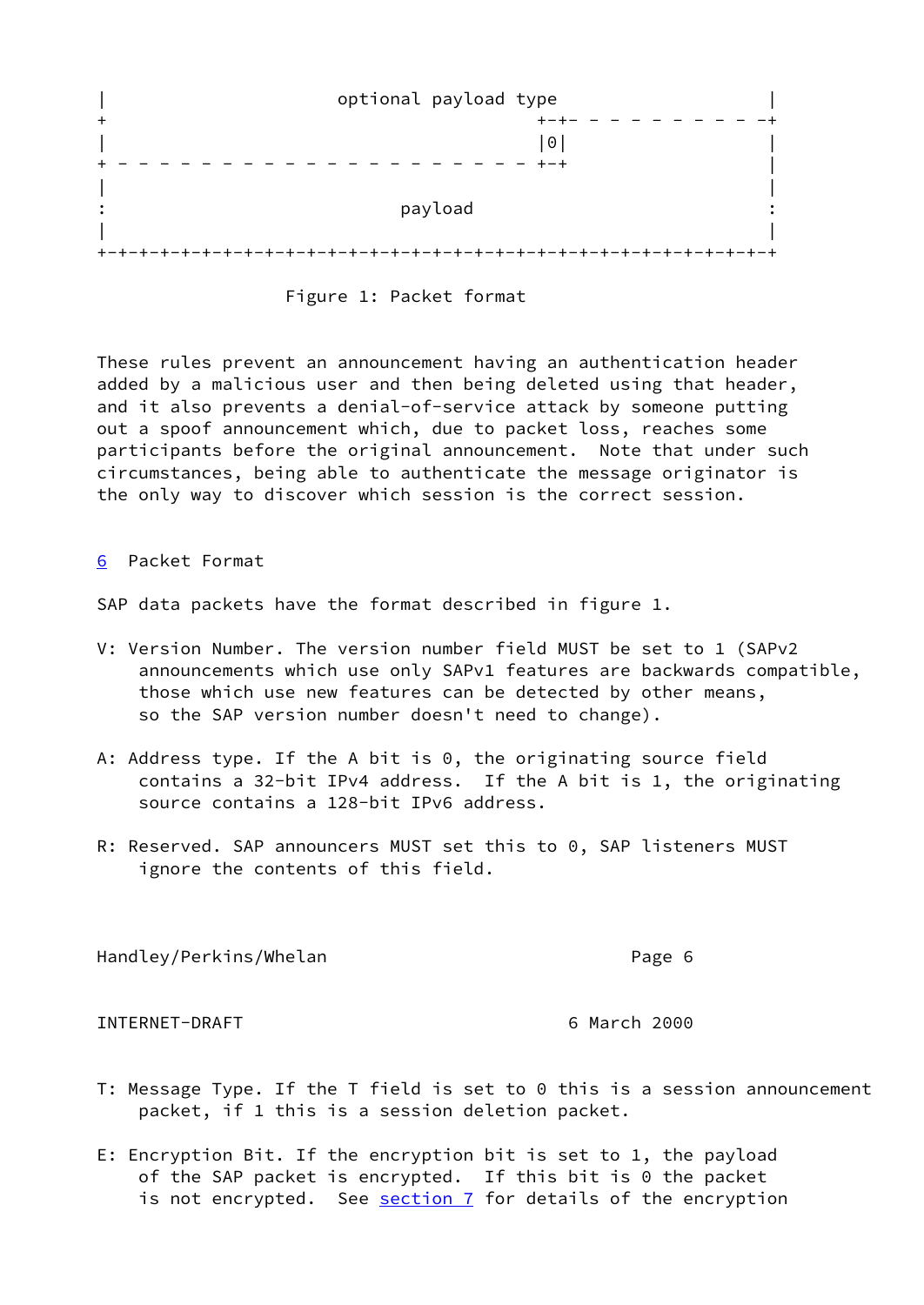```
|                      optional payload type                    |
+                                         +-+- - - - - - - - - -+
|                                         |0|                   |
+ - - - - - - - - - - - - - - - - - - - - +-+                   |
|                                                               |
:                            payload                            :
|                                                               |
+-+-+-+-+-+-+-+-+-+-+-+-+-+-+-+-+-+-+-+-+-+-+-+-+-+-+-+-+-+-+-+-+
```

Figure 1: Packet format

These rules prevent an announcement having an authentication header added by a malicious user and then being deleted using that header, and it also prevents a denial-of-service attack by someone putting out a spoof announcement which, due to packet loss, reaches some participants before the original announcement. Note that under such circumstances, being able to authenticate the message originator is the only way to discover which session is the correct session.

## 6 Packet Format

SAP data packets have the format described in figure 1.

V: Version Number. The version number field MUST be set to 1 (SAPv2 announcements which use only SAPv1 features are backwards compatible, those which use new features can be detected by other means, so the SAP version number doesn't need to change).

A: Address type. If the A bit is 0, the originating source field contains a 32-bit IPv4 address. If the A bit is 1, the originating source contains a 128-bit IPv6 address.

R: Reserved. SAP announcers MUST set this to 0, SAP listeners MUST ignore the contents of this field.

T: Message Type. If the T field is set to 0 this is a session announcement packet, if 1 this is a session deletion packet.

E: Encryption Bit. If the encryption bit is set to 1, the payload of the SAP packet is encrypted. If this bit is 0 the packet is not encrypted. See section 7 for details of the encryption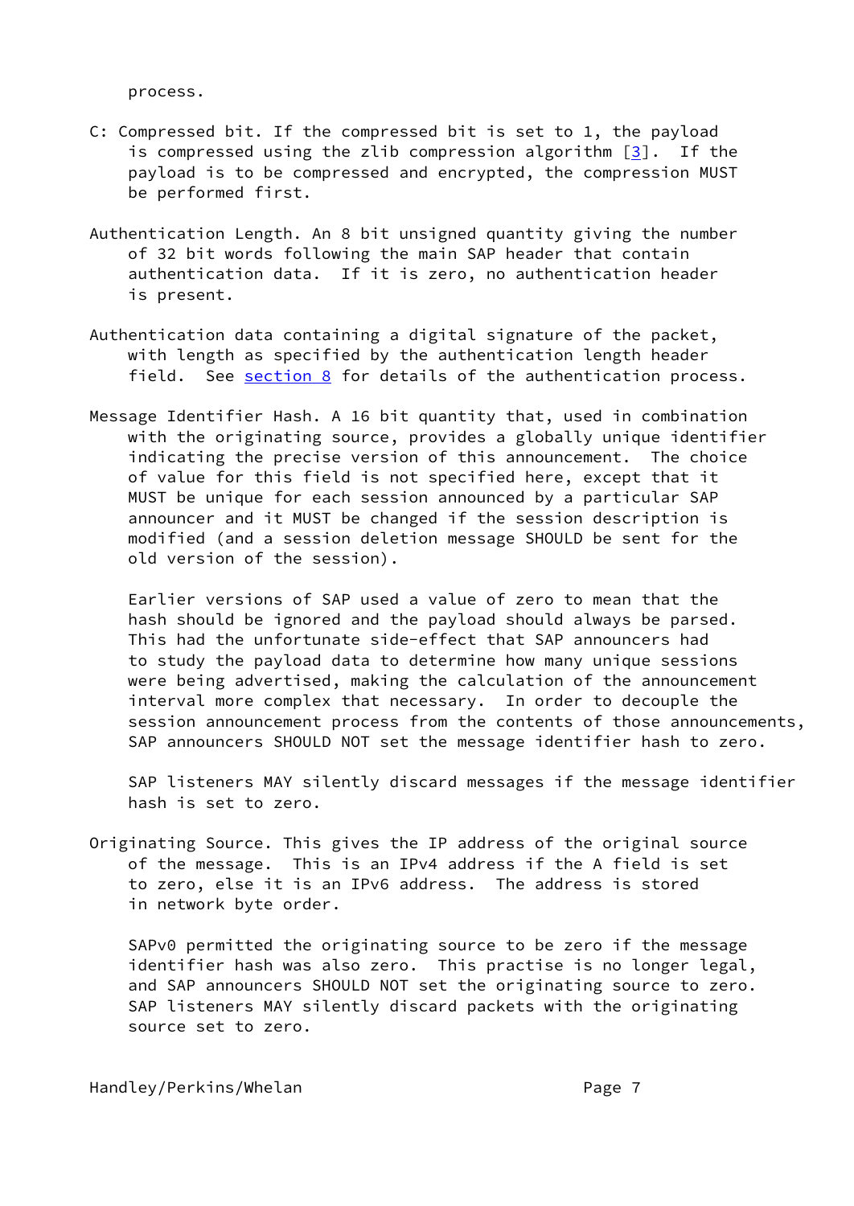process.

C: Compressed bit. If the compressed bit is set to 1, the payload is compressed using the zlib compression algorithm [3]. If the payload is to be compressed and encrypted, the compression MUST be performed first.

Authentication Length. An 8 bit unsigned quantity giving the number of 32 bit words following the main SAP header that contain authentication data. If it is zero, no authentication header is present.

Authentication data containing a digital signature of the packet, with length as specified by the authentication length header field. See section 8 for details of the authentication process.

Message Identifier Hash. A 16 bit quantity that, used in combination with the originating source, provides a globally unique identifier indicating the precise version of this announcement. The choice of value for this field is not specified here, except that it MUST be unique for each session announced by a particular SAP announcer and it MUST be changed if the session description is modified (and a session deletion message SHOULD be sent for the old version of the session).

Earlier versions of SAP used a value of zero to mean that the hash should be ignored and the payload should always be parsed. This had the unfortunate side-effect that SAP announcers had to study the payload data to determine how many unique sessions were being advertised, making the calculation of the announcement interval more complex that necessary. In order to decouple the session announcement process from the contents of those announcements, SAP announcers SHOULD NOT set the message identifier hash to zero.

SAP listeners MAY silently discard messages if the message identifier hash is set to zero.

Originating Source. This gives the IP address of the original source of the message. This is an IPv4 address if the A field is set to zero, else it is an IPv6 address. The address is stored in network byte order.

SAPv0 permitted the originating source to be zero if the message identifier hash was also zero. This practise is no longer legal, and SAP announcers SHOULD NOT set the originating source to zero. SAP listeners MAY silently discard packets with the originating source set to zero.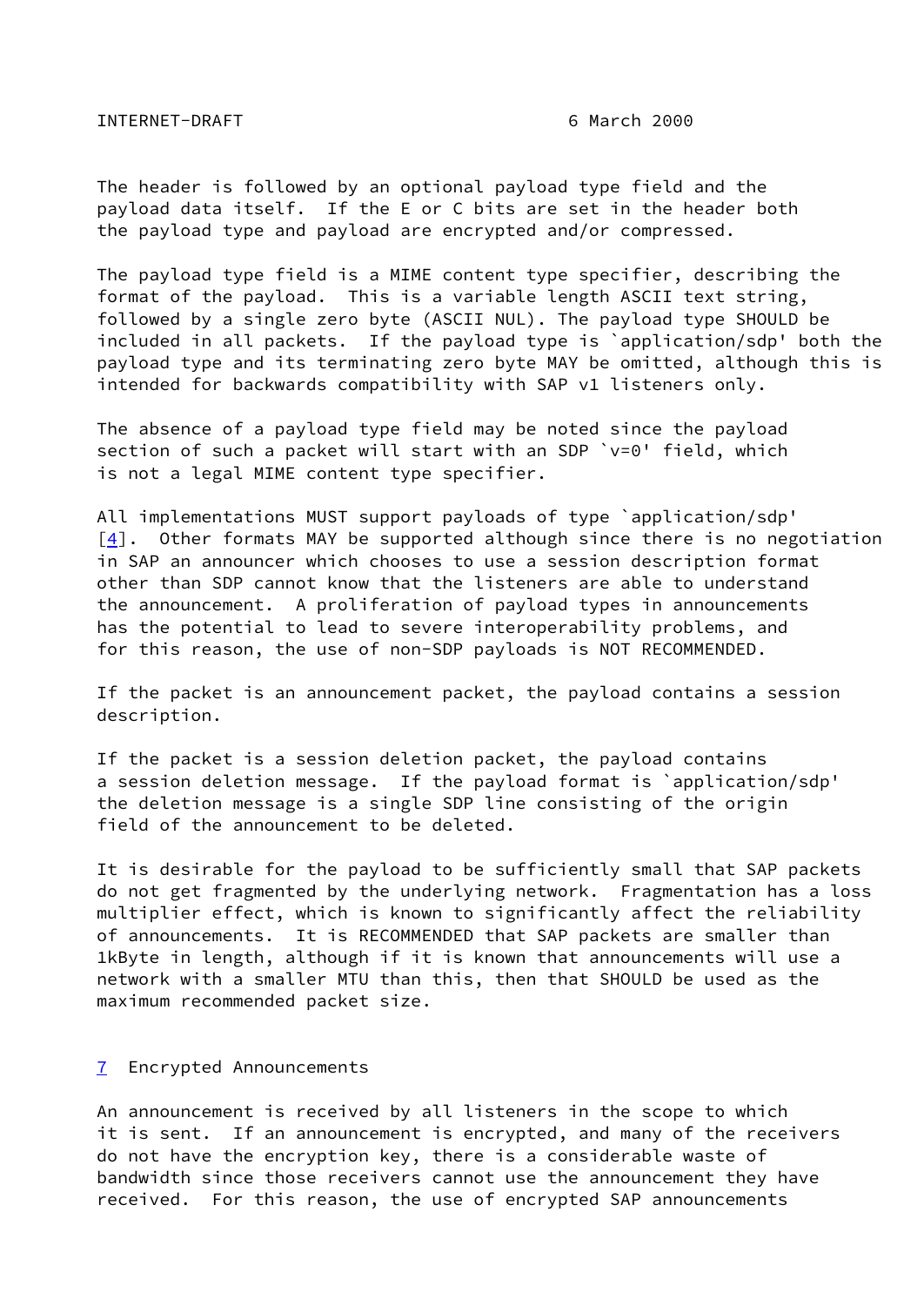The header is followed by an optional payload type field and the payload data itself. If the E or C bits are set in the header both the payload type and payload are encrypted and/or compressed.

The payload type field is a MIME content type specifier, describing the format of the payload. This is a variable length ASCII text string, followed by a single zero byte (ASCII NUL). The payload type SHOULD be included in all packets. If the payload type is `application/sdp' both the payload type and its terminating zero byte MAY be omitted, although this is intended for backwards compatibility with SAP v1 listeners only.

The absence of a payload type field may be noted since the payload section of such a packet will start with an SDP `v=0' field, which is not a legal MIME content type specifier.

All implementations MUST support payloads of type `application/sdp' [4]. Other formats MAY be supported although since there is no negotiation in SAP an announcer which chooses to use a session description format other than SDP cannot know that the listeners are able to understand the announcement. A proliferation of payload types in announcements has the potential to lead to severe interoperability problems, and for this reason, the use of non-SDP payloads is NOT RECOMMENDED.

If the packet is an announcement packet, the payload contains a session description.

If the packet is a session deletion packet, the payload contains a session deletion message. If the payload format is `application/sdp' the deletion message is a single SDP line consisting of the origin field of the announcement to be deleted.

It is desirable for the payload to be sufficiently small that SAP packets do not get fragmented by the underlying network. Fragmentation has a loss multiplier effect, which is known to significantly affect the reliability of announcements. It is RECOMMENDED that SAP packets are smaller than 1kByte in length, although if it is known that announcements will use a network with a smaller MTU than this, then that SHOULD be used as the maximum recommended packet size.

## 7 Encrypted Announcements

An announcement is received by all listeners in the scope to which it is sent. If an announcement is encrypted, and many of the receivers do not have the encryption key, there is a considerable waste of bandwidth since those receivers cannot use the announcement they have received. For this reason, the use of encrypted SAP announcements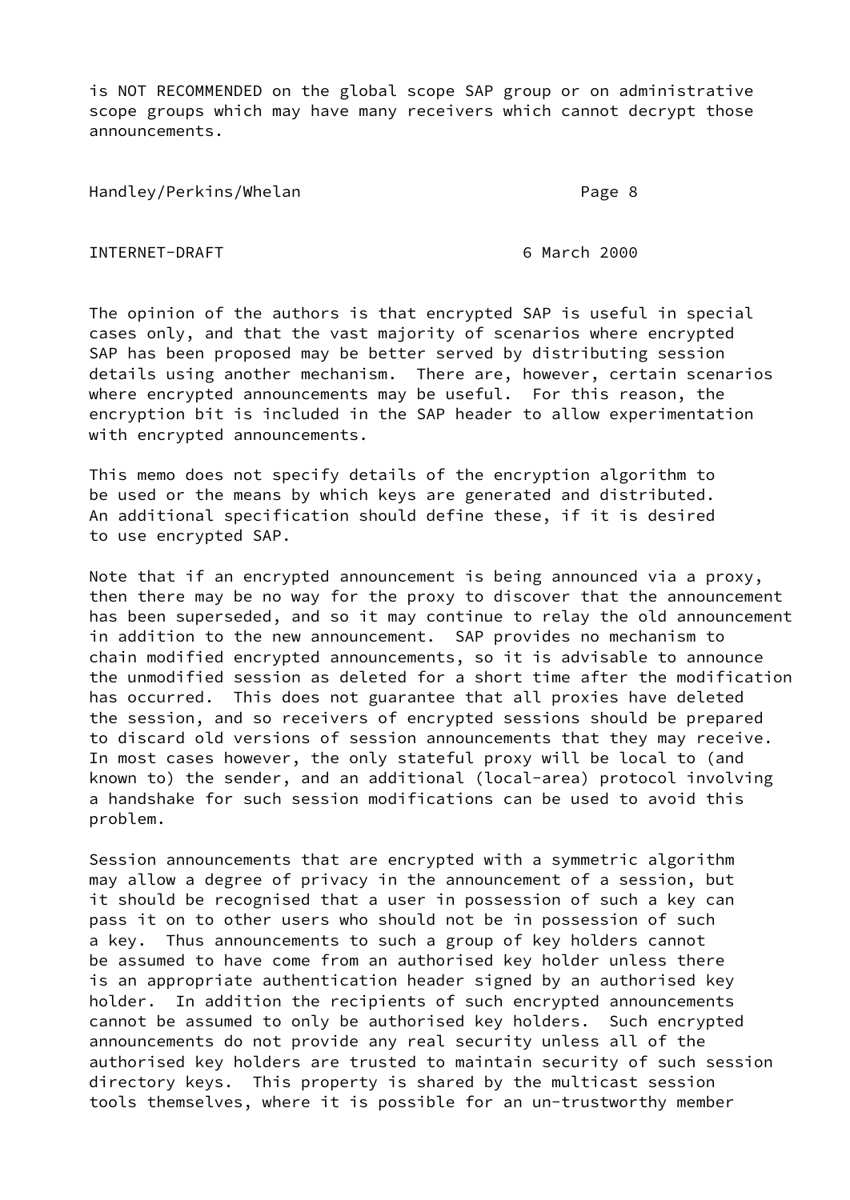is NOT RECOMMENDED on the global scope SAP group or on administrative scope groups which may have many receivers which cannot decrypt those announcements.

The opinion of the authors is that encrypted SAP is useful in special cases only, and that the vast majority of scenarios where encrypted SAP has been proposed may be better served by distributing session details using another mechanism. There are, however, certain scenarios where encrypted announcements may be useful. For this reason, the encryption bit is included in the SAP header to allow experimentation with encrypted announcements.

This memo does not specify details of the encryption algorithm to be used or the means by which keys are generated and distributed. An additional specification should define these, if it is desired to use encrypted SAP.

Note that if an encrypted announcement is being announced via a proxy, then there may be no way for the proxy to discover that the announcement has been superseded, and so it may continue to relay the old announcement in addition to the new announcement. SAP provides no mechanism to chain modified encrypted announcements, so it is advisable to announce the unmodified session as deleted for a short time after the modification has occurred. This does not guarantee that all proxies have deleted the session, and so receivers of encrypted sessions should be prepared to discard old versions of session announcements that they may receive. In most cases however, the only stateful proxy will be local to (and known to) the sender, and an additional (local-area) protocol involving a handshake for such session modifications can be used to avoid this problem.

Session announcements that are encrypted with a symmetric algorithm may allow a degree of privacy in the announcement of a session, but it should be recognised that a user in possession of such a key can pass it on to other users who should not be in possession of such a key. Thus announcements to such a group of key holders cannot be assumed to have come from an authorised key holder unless there is an appropriate authentication header signed by an authorised key holder. In addition the recipients of such encrypted announcements cannot be assumed to only be authorised key holders. Such encrypted announcements do not provide any real security unless all of the authorised key holders are trusted to maintain security of such session directory keys. This property is shared by the multicast session tools themselves, where it is possible for an un-trustworthy member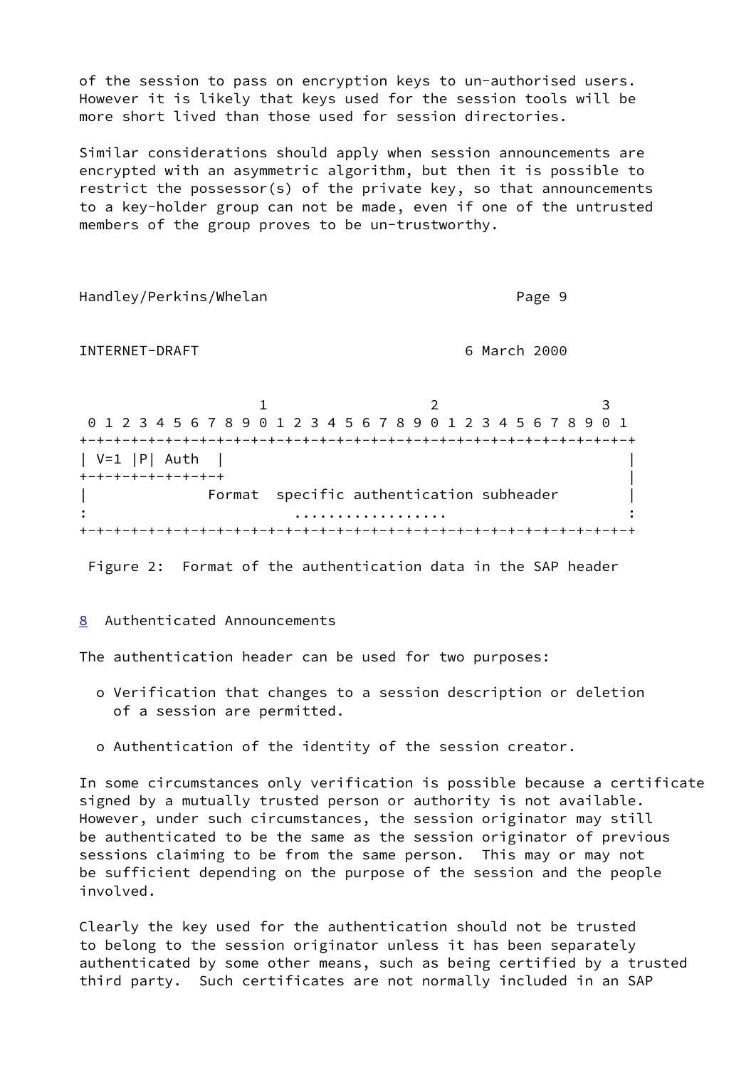of the session to pass on encryption keys to un-authorised users. However it is likely that keys used for the session tools will be more short lived than those used for session directories.

Similar considerations should apply when session announcements are encrypted with an asymmetric algorithm, but then it is possible to restrict the possessor(s) of the private key, so that announcements to a key-holder group can not be made, even if one of the untrusted members of the group proves to be un-trustworthy.

```
                     1                   2                   3
 0 1 2 3 4 5 6 7 8 9 0 1 2 3 4 5 6 7 8 9 0 1 2 3 4 5 6 7 8 9 0 1
+-+-+-+-+-+-+-+-+-+-+-+-+-+-+-+-+-+-+-+-+-+-+-+-+-+-+-+-+-+-+-+-+
| V=1 |P| Auth  |                                               |
+-+-+-+-+-+-+-+-+                                               |
|              Format  specific authentication subheader        |
:                        ..................                     :
+-+-+-+-+-+-+-+-+-+-+-+-+-+-+-+-+-+-+-+-+-+-+-+-+-+-+-+-+-+-+-+-+
```

Figure 2: Format of the authentication data in the SAP header

## 8 Authenticated Announcements

The authentication header can be used for two purposes:

- Verification that changes to a session description or deletion of a session are permitted.
- Authentication of the identity of the session creator.

In some circumstances only verification is possible because a certificate signed by a mutually trusted person or authority is not available. However, under such circumstances, the session originator may still be authenticated to be the same as the session originator of previous sessions claiming to be from the same person. This may or may not be sufficient depending on the purpose of the session and the people involved.

Clearly the key used for the authentication should not be trusted to belong to the session originator unless it has been separately authenticated by some other means, such as being certified by a trusted third party. Such certificates are not normally included in an SAP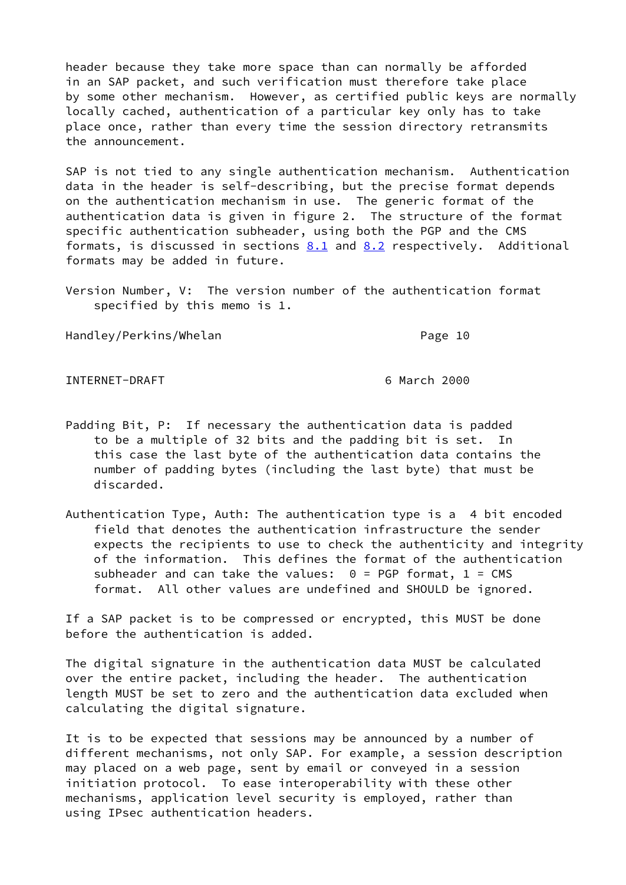header because they take more space than can normally be afforded in an SAP packet, and such verification must therefore take place by some other mechanism. However, as certified public keys are normally locally cached, authentication of a particular key only has to take place once, rather than every time the session directory retransmits the announcement.

SAP is not tied to any single authentication mechanism. Authentication data in the header is self-describing, but the precise format depends on the authentication mechanism in use. The generic format of the authentication data is given in figure 2. The structure of the format specific authentication subheader, using both the PGP and the CMS formats, is discussed in sections 8.1 and 8.2 respectively. Additional formats may be added in future.

Version Number, V: The version number of the authentication format specified by this memo is 1.

Padding Bit, P: If necessary the authentication data is padded to be a multiple of 32 bits and the padding bit is set. In this case the last byte of the authentication data contains the number of padding bytes (including the last byte) that must be discarded.

Authentication Type, Auth: The authentication type is a 4 bit encoded field that denotes the authentication infrastructure the sender expects the recipients to use to check the authenticity and integrity of the information. This defines the format of the authentication subheader and can take the values: 0 = PGP format, 1 = CMS format. All other values are undefined and SHOULD be ignored.

If a SAP packet is to be compressed or encrypted, this MUST be done before the authentication is added.

The digital signature in the authentication data MUST be calculated over the entire packet, including the header. The authentication length MUST be set to zero and the authentication data excluded when calculating the digital signature.

It is to be expected that sessions may be announced by a number of different mechanisms, not only SAP. For example, a session description may placed on a web page, sent by email or conveyed in a session initiation protocol. To ease interoperability with these other mechanisms, application level security is employed, rather than using IPsec authentication headers.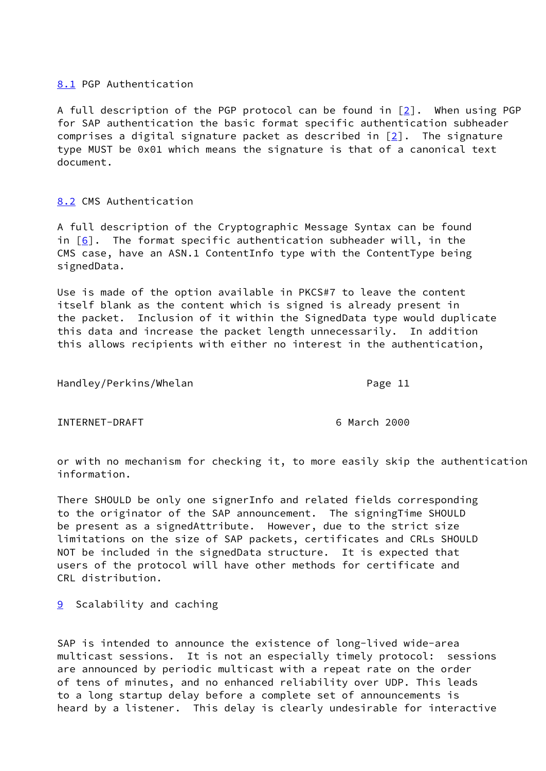## 8.1 PGP Authentication

A full description of the PGP protocol can be found in [2]. When using PGP for SAP authentication the basic format specific authentication subheader comprises a digital signature packet as described in [2]. The signature type MUST be 0x01 which means the signature is that of a canonical text document.

## 8.2 CMS Authentication

A full description of the Cryptographic Message Syntax can be found in [6]. The format specific authentication subheader will, in the CMS case, have an ASN.1 ContentInfo type with the ContentType being signedData.

Use is made of the option available in PKCS#7 to leave the content itself blank as the content which is signed is already present in the packet. Inclusion of it within the SignedData type would duplicate this data and increase the packet length unnecessarily. In addition this allows recipients with either no interest in the authentication, or with no mechanism for checking it, to more easily skip the authentication information.

There SHOULD be only one signerInfo and related fields corresponding to the originator of the SAP announcement. The signingTime SHOULD be present as a signedAttribute. However, due to the strict size limitations on the size of SAP packets, certificates and CRLs SHOULD NOT be included in the signedData structure. It is expected that users of the protocol will have other methods for certificate and CRL distribution.

# 9 Scalability and caching

SAP is intended to announce the existence of long-lived wide-area multicast sessions. It is not an especially timely protocol: sessions are announced by periodic multicast with a repeat rate on the order of tens of minutes, and no enhanced reliability over UDP. This leads to a long startup delay before a complete set of announcements is heard by a listener. This delay is clearly undesirable for interactive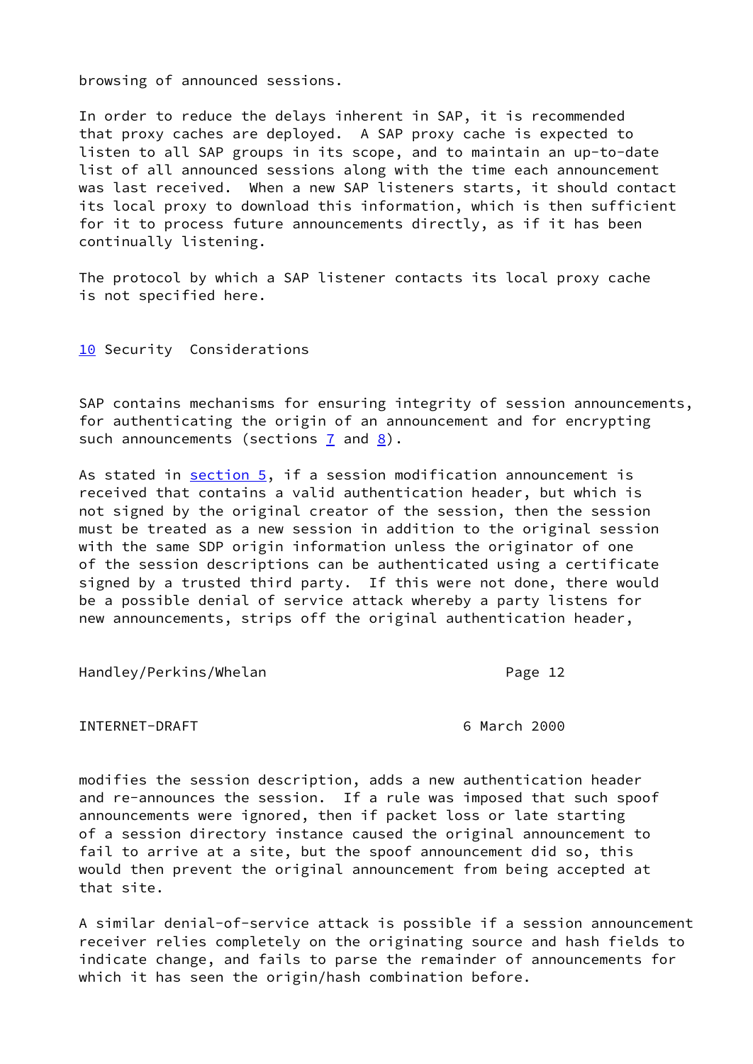browsing of announced sessions.

In order to reduce the delays inherent in SAP, it is recommended that proxy caches are deployed. A SAP proxy cache is expected to listen to all SAP groups in its scope, and to maintain an up-to-date list of all announced sessions along with the time each announcement was last received. When a new SAP listeners starts, it should contact its local proxy to download this information, which is then sufficient for it to process future announcements directly, as if it has been continually listening.

The protocol by which a SAP listener contacts its local proxy cache is not specified here.

## 10 Security Considerations

SAP contains mechanisms for ensuring integrity of session announcements, for authenticating the origin of an announcement and for encrypting such announcements (sections 7 and 8).

As stated in section 5, if a session modification announcement is received that contains a valid authentication header, but which is not signed by the original creator of the session, then the session must be treated as a new session in addition to the original session with the same SDP origin information unless the originator of one of the session descriptions can be authenticated using a certificate signed by a trusted third party. If this were not done, there would be a possible denial of service attack whereby a party listens for new announcements, strips off the original authentication header, modifies the session description, adds a new authentication header and re-announces the session. If a rule was imposed that such spoof announcements were ignored, then if packet loss or late starting of a session directory instance caused the original announcement to fail to arrive at a site, but the spoof announcement did so, this would then prevent the original announcement from being accepted at that site.

A similar denial-of-service attack is possible if a session announcement receiver relies completely on the originating source and hash fields to indicate change, and fails to parse the remainder of announcements for which it has seen the origin/hash combination before.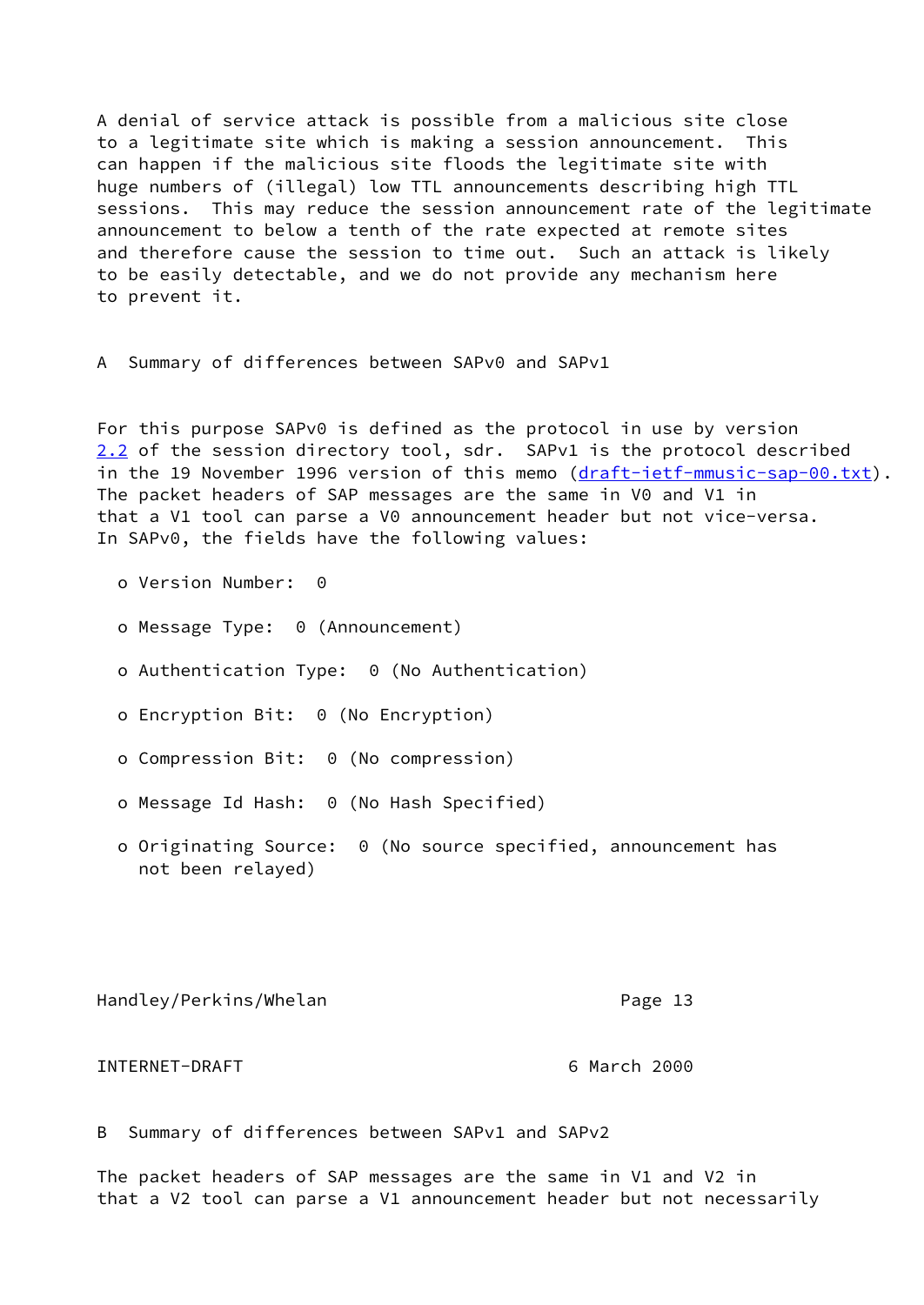A denial of service attack is possible from a malicious site close to a legitimate site which is making a session announcement. This can happen if the malicious site floods the legitimate site with huge numbers of (illegal) low TTL announcements describing high TTL sessions. This may reduce the session announcement rate of the legitimate announcement to below a tenth of the rate expected at remote sites and therefore cause the session to time out. Such an attack is likely to be easily detectable, and we do not provide any mechanism here to prevent it.

## A Summary of differences between SAPv0 and SAPv1

For this purpose SAPv0 is defined as the protocol in use by version 2.2 of the session directory tool, sdr. SAPv1 is the protocol described in the 19 November 1996 version of this memo (draft-ietf-mmusic-sap-00.txt). The packet headers of SAP messages are the same in V0 and V1 in that a V1 tool can parse a V0 announcement header but not vice-versa. In SAPv0, the fields have the following values:

- Version Number: 0
- Message Type: 0 (Announcement)
- Authentication Type: 0 (No Authentication)
- Encryption Bit: 0 (No Encryption)
- Compression Bit: 0 (No compression)
- Message Id Hash: 0 (No Hash Specified)
- Originating Source: 0 (No source specified, announcement has not been relayed)

## B Summary of differences between SAPv1 and SAPv2

The packet headers of SAP messages are the same in V1 and V2 in that a V2 tool can parse a V1 announcement header but not necessarily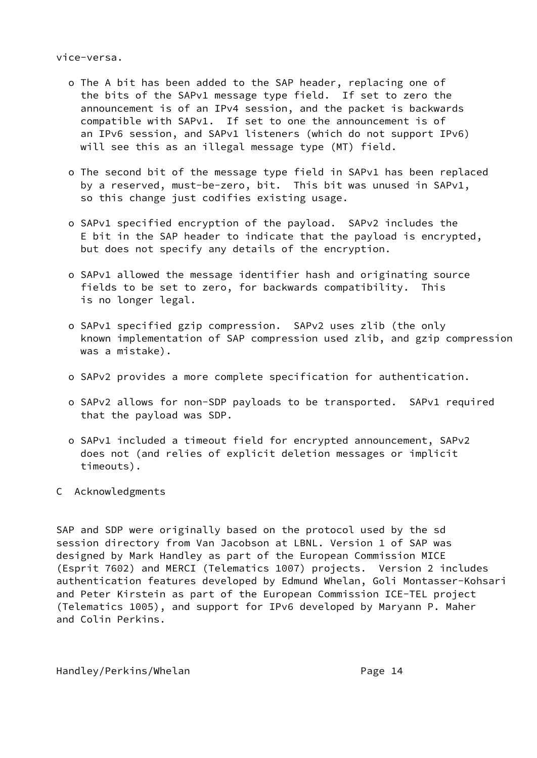vice-versa.

- The A bit has been added to the SAP header, replacing one of the bits of the SAPv1 message type field. If set to zero the announcement is of an IPv4 session, and the packet is backwards compatible with SAPv1. If set to one the announcement is of an IPv6 session, and SAPv1 listeners (which do not support IPv6) will see this as an illegal message type (MT) field.

- The second bit of the message type field in SAPv1 has been replaced by a reserved, must-be-zero, bit. This bit was unused in SAPv1, so this change just codifies existing usage.

- SAPv1 specified encryption of the payload. SAPv2 includes the E bit in the SAP header to indicate that the payload is encrypted, but does not specify any details of the encryption.

- SAPv1 allowed the message identifier hash and originating source fields to be set to zero, for backwards compatibility. This is no longer legal.

- SAPv1 specified gzip compression. SAPv2 uses zlib (the only known implementation of SAP compression used zlib, and gzip compression was a mistake).

- SAPv2 provides a more complete specification for authentication.

- SAPv2 allows for non-SDP payloads to be transported. SAPv1 required that the payload was SDP.

- SAPv1 included a timeout field for encrypted announcement, SAPv2 does not (and relies of explicit deletion messages or implicit timeouts).

## C Acknowledgments

SAP and SDP were originally based on the protocol used by the sd session directory from Van Jacobson at LBNL. Version 1 of SAP was designed by Mark Handley as part of the European Commission MICE (Esprit 7602) and MERCI (Telematics 1007) projects. Version 2 includes authentication features developed by Edmund Whelan, Goli Montasser-Kohsari and Peter Kirstein as part of the European Commission ICE-TEL project (Telematics 1005), and support for IPv6 developed by Maryann P. Maher and Colin Perkins.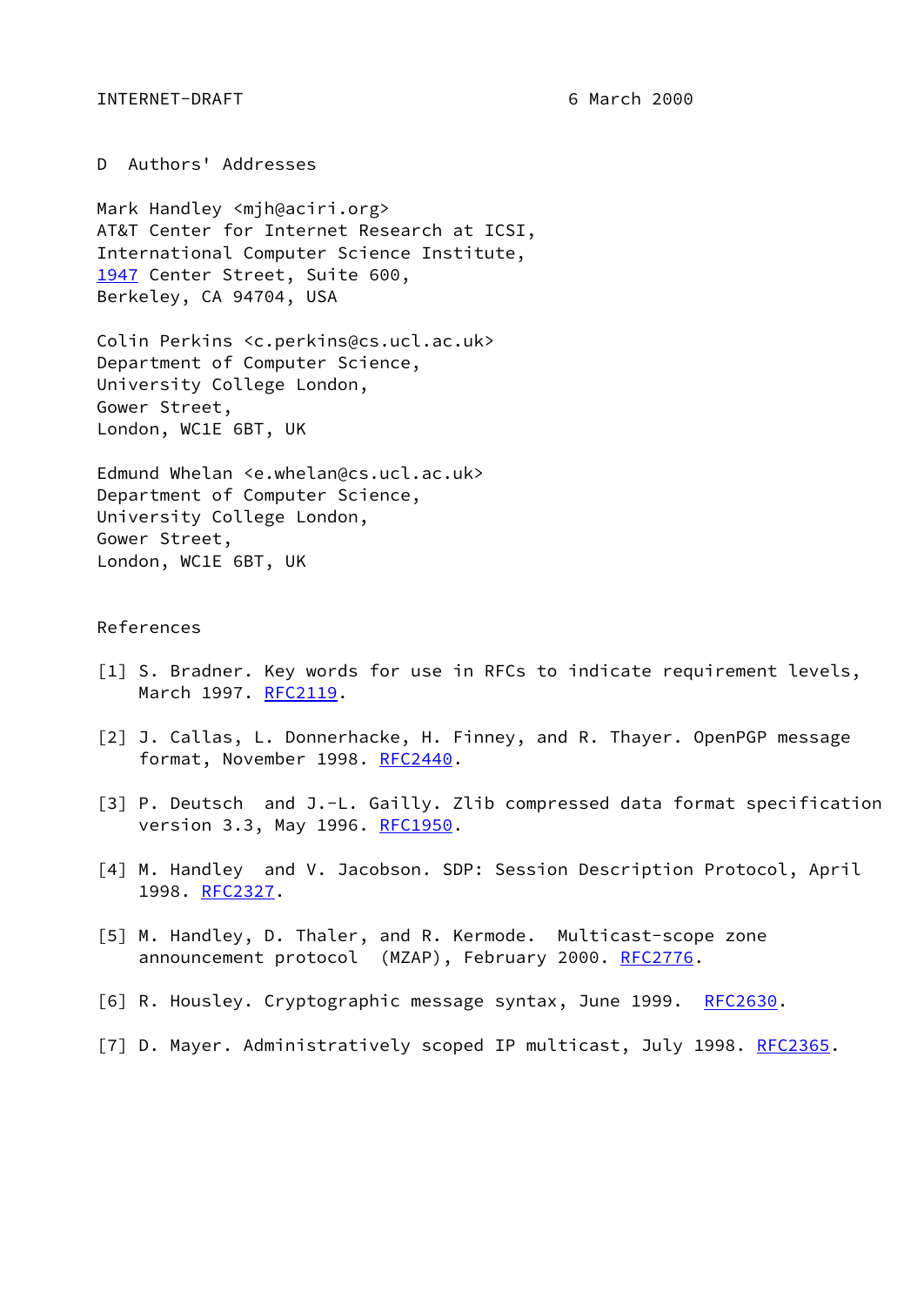## D Authors' Addresses

Mark Handley <mjh@aciri.org>
AT&T Center for Internet Research at ICSI,
International Computer Science Institute,
1947 Center Street, Suite 600,
Berkeley, CA 94704, USA

Colin Perkins <c.perkins@cs.ucl.ac.uk>
Department of Computer Science,
University College London,
Gower Street,
London, WC1E 6BT, UK

Edmund Whelan <e.whelan@cs.ucl.ac.uk>
Department of Computer Science,
University College London,
Gower Street,
London, WC1E 6BT, UK

## References

[1] S. Bradner. Key words for use in RFCs to indicate requirement levels, March 1997. RFC2119.

[2] J. Callas, L. Donnerhacke, H. Finney, and R. Thayer. OpenPGP message format, November 1998. RFC2440.

[3] P. Deutsch and J.-L. Gailly. Zlib compressed data format specification version 3.3, May 1996. RFC1950.

[4] M. Handley and V. Jacobson. SDP: Session Description Protocol, April 1998. RFC2327.

[5] M. Handley, D. Thaler, and R. Kermode. Multicast-scope zone announcement protocol (MZAP), February 2000. RFC2776.

[6] R. Housley. Cryptographic message syntax, June 1999. RFC2630.

[7] D. Mayer. Administratively scoped IP multicast, July 1998. RFC2365.